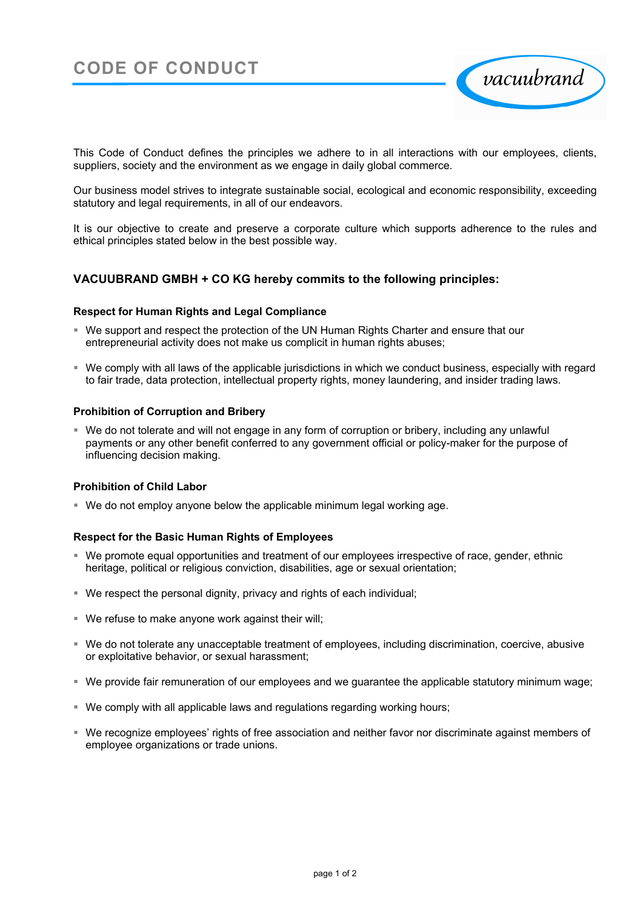# CODE OF CONDUCT

vacuubrand

This Code of Conduct defines the principles we adhere to in all interactions with our employees, clients, suppliers, society and the environment as we engage in daily global commerce.

Our business model strives to integrate sustainable social, ecological and economic responsibility, exceeding statutory and legal requirements, in all of our endeavors.

It is our objective to create and preserve a corporate culture which supports adherence to the rules and ethical principles stated below in the best possible way.

## VACUUBRAND GMBH + CO KG hereby commits to the following principles:

### Respect for Human Rights and Legal Compliance

- We support and respect the protection of the UN Human Rights Charter and ensure that our entrepreneurial activity does not make us complicit in human rights abuses;
- We comply with all laws of the applicable jurisdictions in which we conduct business, especially with regard to fair trade, data protection, intellectual property rights, money laundering, and insider trading laws.

### Prohibition of Corruption and Bribery

- We do not tolerate and will not engage in any form of corruption or bribery, including any unlawful payments or any other benefit conferred to any government official or policy-maker for the purpose of influencing decision making.

### Prohibition of Child Labor

- We do not employ anyone below the applicable minimum legal working age.

### Respect for the Basic Human Rights of Employees

- We promote equal opportunities and treatment of our employees irrespective of race, gender, ethnic heritage, political or religious conviction, disabilities, age or sexual orientation;
- We respect the personal dignity, privacy and rights of each individual;
- We refuse to make anyone work against their will;
- We do not tolerate any unacceptable treatment of employees, including discrimination, coercive, abusive or exploitative behavior, or sexual harassment;
- We provide fair remuneration of our employees and we guarantee the applicable statutory minimum wage;
- We comply with all applicable laws and regulations regarding working hours;
- We recognize employees' rights of free association and neither favor nor discriminate against members of employee organizations or trade unions.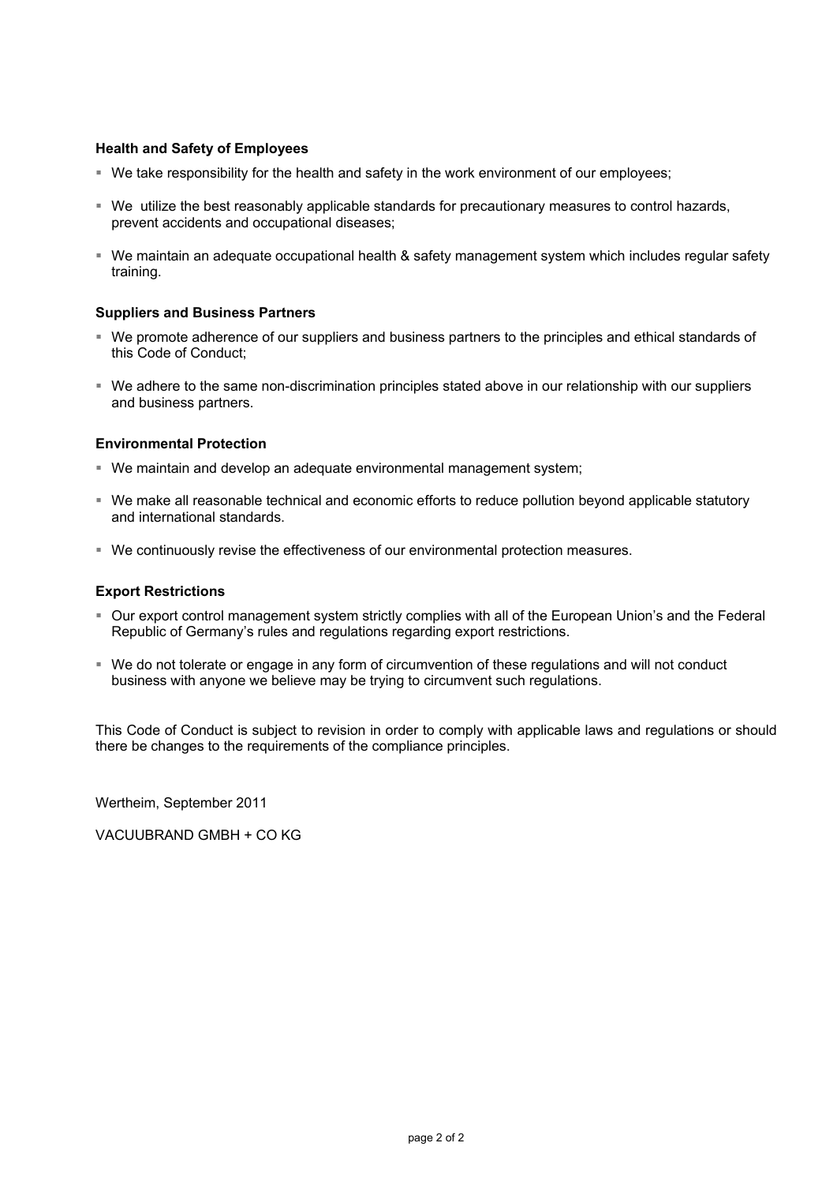**Health and Safety of Employees**

- We take responsibility for the health and safety in the work environment of our employees;
- We utilize the best reasonably applicable standards for precautionary measures to control hazards, prevent accidents and occupational diseases;
- We maintain an adequate occupational health & safety management system which includes regular safety training.

**Suppliers and Business Partners**

- We promote adherence of our suppliers and business partners to the principles and ethical standards of this Code of Conduct;
- We adhere to the same non-discrimination principles stated above in our relationship with our suppliers and business partners.

**Environmental Protection**

- We maintain and develop an adequate environmental management system;
- We make all reasonable technical and economic efforts to reduce pollution beyond applicable statutory and international standards.
- We continuously revise the effectiveness of our environmental protection measures.

**Export Restrictions**

- Our export control management system strictly complies with all of the European Union's and the Federal Republic of Germany's rules and regulations regarding export restrictions.
- We do not tolerate or engage in any form of circumvention of these regulations and will not conduct business with anyone we believe may be trying to circumvent such regulations.

This Code of Conduct is subject to revision in order to comply with applicable laws and regulations or should there be changes to the requirements of the compliance principles.

Wertheim, September 2011

VACUUBRAND GMBH + CO KG